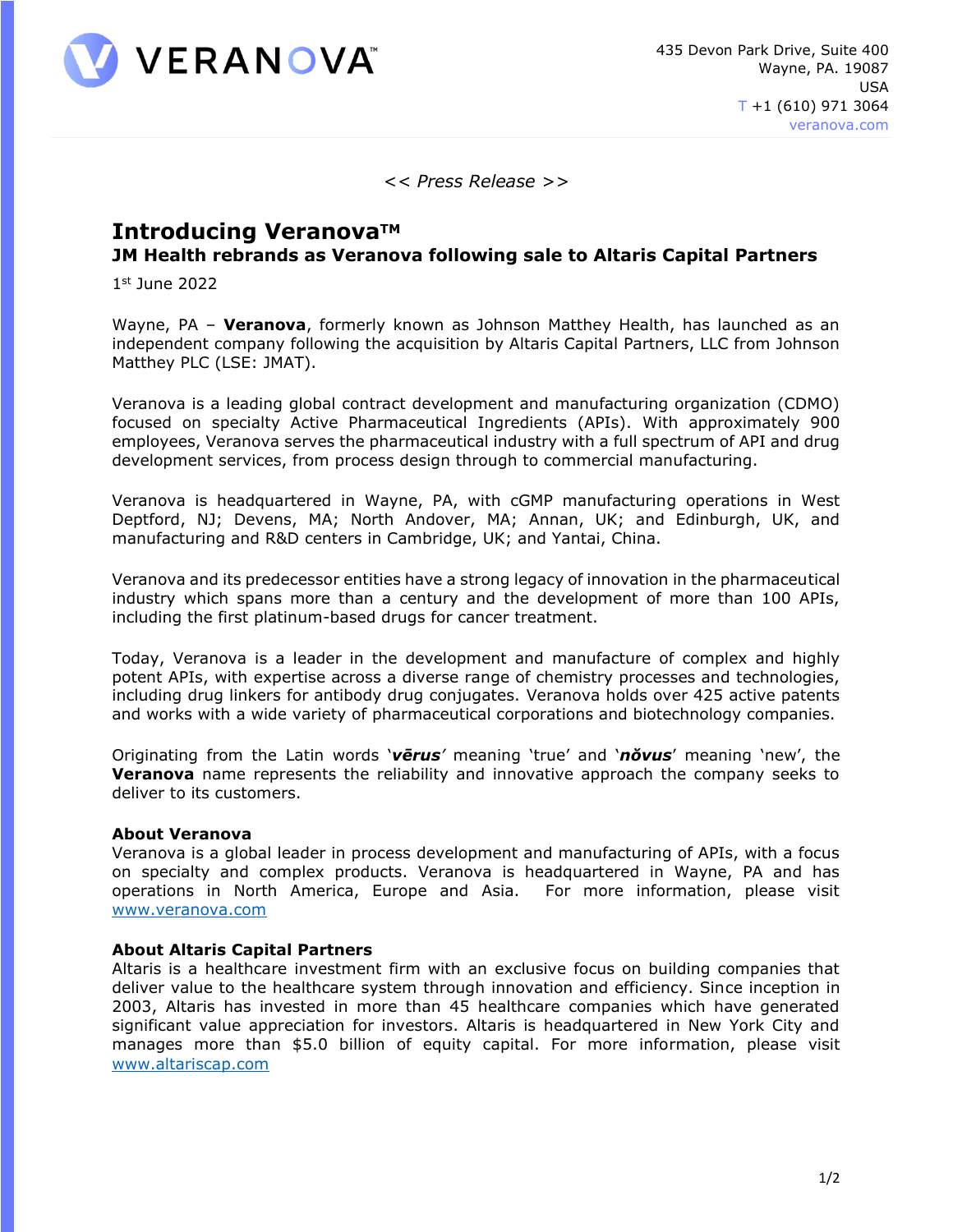435 Devon Park Drive, Suite 400
Wayne, PA. 19087
USA
T +1 (610) 971 3064
veranova.com

*<< Press Release >>*

# Introducing Veranova™

## JM Health rebrands as Veranova following sale to Altaris Capital Partners

1st June 2022

Wayne, PA – **Veranova**, formerly known as Johnson Matthey Health, has launched as an independent company following the acquisition by Altaris Capital Partners, LLC from Johnson Matthey PLC (LSE: JMAT).

Veranova is a leading global contract development and manufacturing organization (CDMO) focused on specialty Active Pharmaceutical Ingredients (APIs). With approximately 900 employees, Veranova serves the pharmaceutical industry with a full spectrum of API and drug development services, from process design through to commercial manufacturing.

Veranova is headquartered in Wayne, PA, with cGMP manufacturing operations in West Deptford, NJ; Devens, MA; North Andover, MA; Annan, UK; and Edinburgh, UK, and manufacturing and R&D centers in Cambridge, UK; and Yantai, China.

Veranova and its predecessor entities have a strong legacy of innovation in the pharmaceutical industry which spans more than a century and the development of more than 100 APIs, including the first platinum-based drugs for cancer treatment.

Today, Veranova is a leader in the development and manufacture of complex and highly potent APIs, with expertise across a diverse range of chemistry processes and technologies, including drug linkers for antibody drug conjugates. Veranova holds over 425 active patents and works with a wide variety of pharmaceutical corporations and biotechnology companies.

Originating from the Latin words '***vērus***' meaning 'true' and '***nŏvus***' meaning 'new', the **Veranova** name represents the reliability and innovative approach the company seeks to deliver to its customers.

### About Veranova

Veranova is a global leader in process development and manufacturing of APIs, with a focus on specialty and complex products. Veranova is headquartered in Wayne, PA and has operations in North America, Europe and Asia. For more information, please visit [www.veranova.com](http://www.veranova.com)

### About Altaris Capital Partners

Altaris is a healthcare investment firm with an exclusive focus on building companies that deliver value to the healthcare system through innovation and efficiency. Since inception in 2003, Altaris has invested in more than 45 healthcare companies which have generated significant value appreciation for investors. Altaris is headquartered in New York City and manages more than $5.0 billion of equity capital. For more information, please visit [www.altariscap.com](http://www.altariscap.com)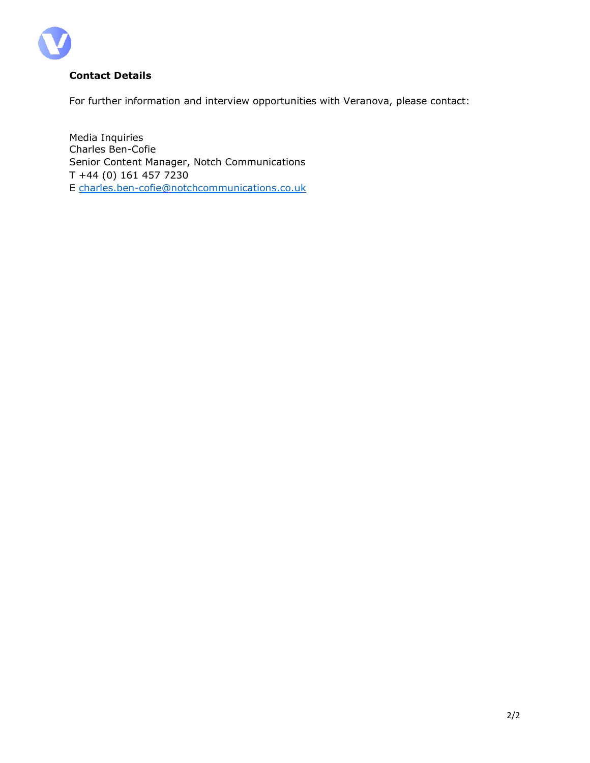**Contact Details**

For further information and interview opportunities with Veranova, please contact:

Media Inquiries
Charles Ben-Cofie
Senior Content Manager, Notch Communications
T +44 (0) 161 457 7230
E charles.ben-cofie@notchcommunications.co.uk